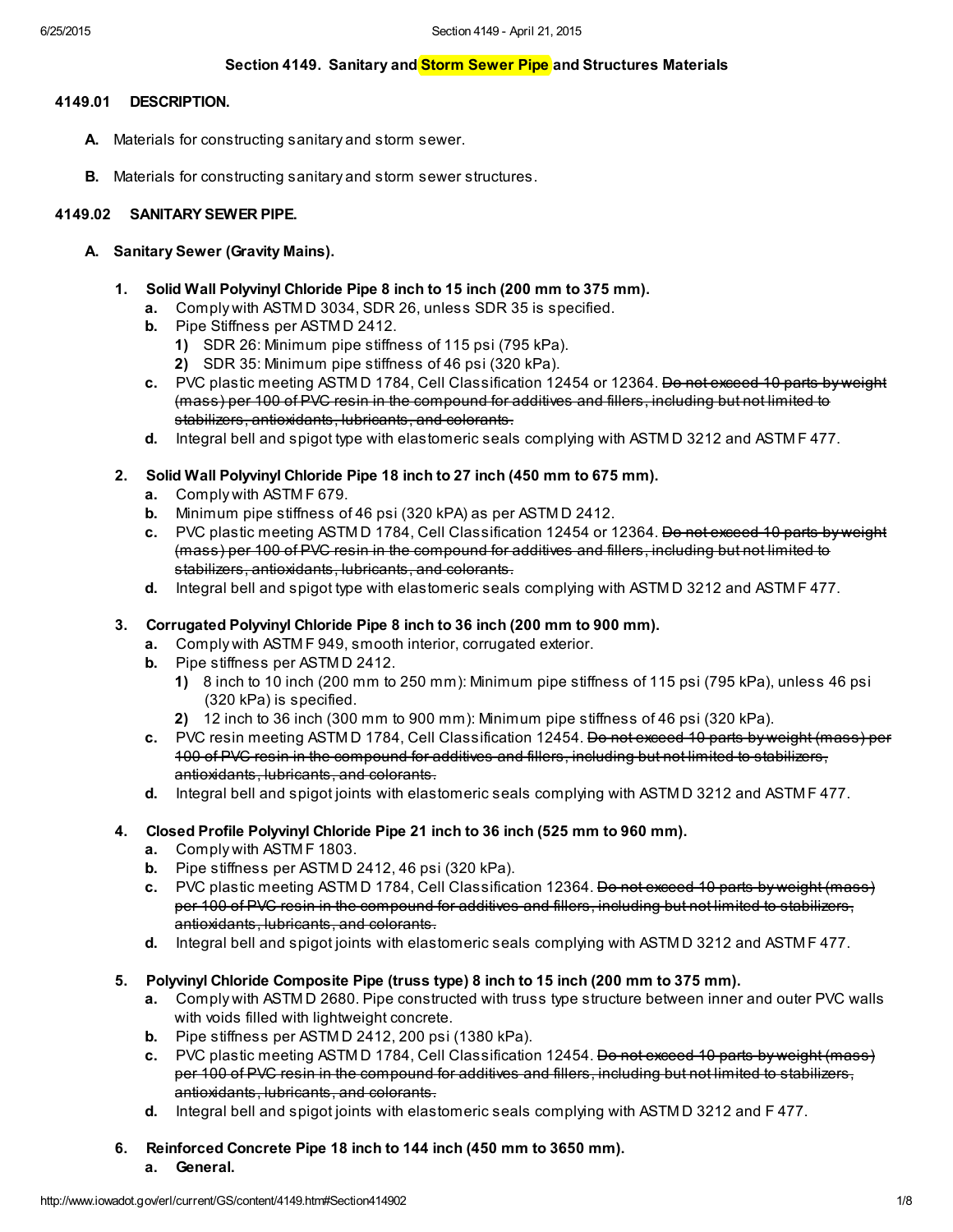# Section 4149. Sanitary and Storm Sewer Pipe and Structures Materials

## 4149.01 DESCRIPTION.

**A.** Materials for constructing sanitary and storm sewer.

**B.** Materials for constructing sanitary and storm sewer structures.

## 4149.02 SANITARY SEWER PIPE.

### A. Sanitary Sewer (Gravity Mains).

**1. Solid Wall Polyvinyl Chloride Pipe 8 inch to 15 inch (200 mm to 375 mm).**

- **a.** Comply with ASTM D 3034, SDR 26, unless SDR 35 is specified.
- **b.** Pipe Stiffness per ASTM D 2412.
  - **1)** SDR 26: Minimum pipe stiffness of 115 psi (795 kPa).
  - **2)** SDR 35: Minimum pipe stiffness of 46 psi (320 kPa).
- **c.** PVC plastic meeting ASTM D 1784, Cell Classification 12454 or 12364. ~~Do not exceed 10 parts by weight (mass) per 100 of PVC resin in the compound for additives and fillers, including but not limited to stabilizers, antioxidants, lubricants, and colorants.~~
- **d.** Integral bell and spigot type with elastomeric seals complying with ASTM D 3212 and ASTM F 477.

**2. Solid Wall Polyvinyl Chloride Pipe 18 inch to 27 inch (450 mm to 675 mm).**

- **a.** Comply with ASTM F 679.
- **b.** Minimum pipe stiffness of 46 psi (320 kPA) as per ASTM D 2412.
- **c.** PVC plastic meeting ASTM D 1784, Cell Classification 12454 or 12364. ~~Do not exceed 10 parts by weight (mass) per 100 of PVC resin in the compound for additives and fillers, including but not limited to stabilizers, antioxidants, lubricants, and colorants.~~
- **d.** Integral bell and spigot type with elastomeric seals complying with ASTM D 3212 and ASTM F 477.

**3. Corrugated Polyvinyl Chloride Pipe 8 inch to 36 inch (200 mm to 900 mm).**

- **a.** Comply with ASTM F 949, smooth interior, corrugated exterior.
- **b.** Pipe stiffness per ASTM D 2412.
  - **1)** 8 inch to 10 inch (200 mm to 250 mm): Minimum pipe stiffness of 115 psi (795 kPa), unless 46 psi (320 kPa) is specified.
  - **2)** 12 inch to 36 inch (300 mm to 900 mm): Minimum pipe stiffness of 46 psi (320 kPa).
- **c.** PVC resin meeting ASTM D 1784, Cell Classification 12454. ~~Do not exceed 10 parts by weight (mass) per 100 of PVC resin in the compound for additives and fillers, including but not limited to stabilizers, antioxidants, lubricants, and colorants.~~
- **d.** Integral bell and spigot joints with elastomeric seals complying with ASTM D 3212 and ASTM F 477.

**4. Closed Profile Polyvinyl Chloride Pipe 21 inch to 36 inch (525 mm to 960 mm).**

- **a.** Comply with ASTM F 1803.
- **b.** Pipe stiffness per ASTM D 2412, 46 psi (320 kPa).
- **c.** PVC plastic meeting ASTM D 1784, Cell Classification 12364. ~~Do not exceed 10 parts by weight (mass) per 100 of PVC resin in the compound for additives and fillers, including but not limited to stabilizers, antioxidants, lubricants, and colorants.~~
- **d.** Integral bell and spigot joints with elastomeric seals complying with ASTM D 3212 and ASTM F 477.

**5. Polyvinyl Chloride Composite Pipe (truss type) 8 inch to 15 inch (200 mm to 375 mm).**

- **a.** Comply with ASTM D 2680. Pipe constructed with truss type structure between inner and outer PVC walls with voids filled with lightweight concrete.
- **b.** Pipe stiffness per ASTM D 2412, 200 psi (1380 kPa).
- **c.** PVC plastic meeting ASTM D 1784, Cell Classification 12454. ~~Do not exceed 10 parts by weight (mass) per 100 of PVC resin in the compound for additives and fillers, including but not limited to stabilizers, antioxidants, lubricants, and colorants.~~
- **d.** Integral bell and spigot joints with elastomeric seals complying with ASTM D 3212 and F 477.

**6. Reinforced Concrete Pipe 18 inch to 144 inch (450 mm to 3650 mm).**

- **a. General.**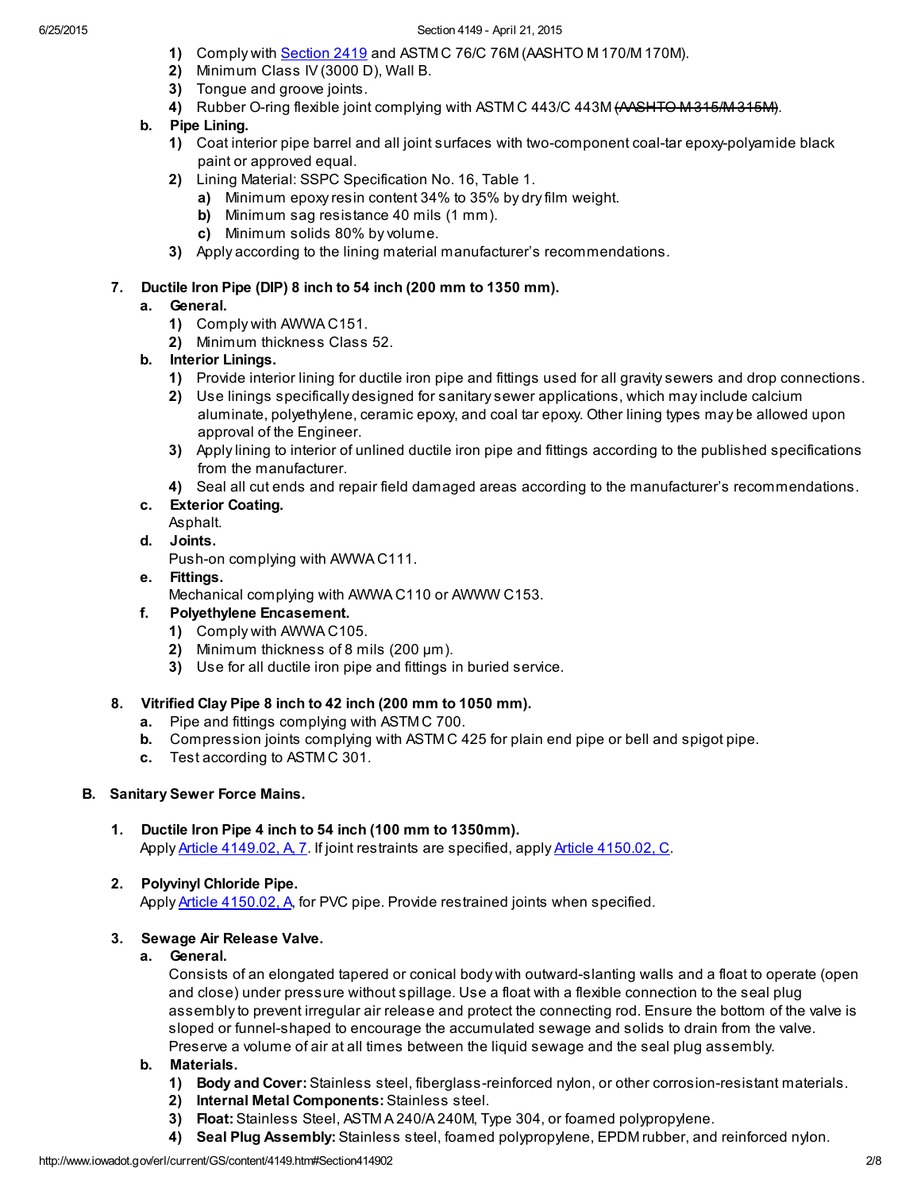1) Comply with [Section 2419](#) and ASTM C 76/C 76M (AASHTO M 170/M 170M).
2) Minimum Class IV (3000 D), Wall B.
3) Tongue and groove joints.
4) Rubber O-ring flexible joint complying with ASTM C 443/C 443M ~~(AASHTO M 315/M 315M)~~.

**b. Pipe Lining.**

1) Coat interior pipe barrel and all joint surfaces with two-component coal-tar epoxy-polyamide black paint or approved equal.
2) Lining Material: SSPC Specification No. 16, Table 1.
   a) Minimum epoxy resin content 34% to 35% by dry film weight.
   b) Minimum sag resistance 40 mils (1 mm).
   c) Minimum solids 80% by volume.
3) Apply according to the lining material manufacturer's recommendations.

**7. Ductile Iron Pipe (DIP) 8 inch to 54 inch (200 mm to 1350 mm).**

**a. General.**

1) Comply with AWWA C151.
2) Minimum thickness Class 52.

**b. Interior Linings.**

1) Provide interior lining for ductile iron pipe and fittings used for all gravity sewers and drop connections.
2) Use linings specifically designed for sanitary sewer applications, which may include calcium aluminate, polyethylene, ceramic epoxy, and coal tar epoxy. Other lining types may be allowed upon approval of the Engineer.
3) Apply lining to interior of unlined ductile iron pipe and fittings according to the published specifications from the manufacturer.
4) Seal all cut ends and repair field damaged areas according to the manufacturer's recommendations.

**c. Exterior Coating.**

Asphalt.

**d. Joints.**

Push-on complying with AWWA C111.

**e. Fittings.**

Mechanical complying with AWWA C110 or AWWW C153.

**f. Polyethylene Encasement.**

1) Comply with AWWA C105.
2) Minimum thickness of 8 mils (200 µm).
3) Use for all ductile iron pipe and fittings in buried service.

**8. Vitrified Clay Pipe 8 inch to 42 inch (200 mm to 1050 mm).**

a. Pipe and fittings complying with ASTM C 700.
b. Compression joints complying with ASTM C 425 for plain end pipe or bell and spigot pipe.
c. Test according to ASTM C 301.

**B. Sanitary Sewer Force Mains.**

**1. Ductile Iron Pipe 4 inch to 54 inch (100 mm to 1350mm).**

Apply [Article 4149.02, A, 7](#). If joint restraints are specified, apply [Article 4150.02, C](#).

**2. Polyvinyl Chloride Pipe.**

Apply [Article 4150.02, A](#), for PVC pipe. Provide restrained joints when specified.

**3. Sewage Air Release Valve.**

**a. General.**

Consists of an elongated tapered or conical body with outward-slanting walls and a float to operate (open and close) under pressure without spillage. Use a float with a flexible connection to the seal plug assembly to prevent irregular air release and protect the connecting rod. Ensure the bottom of the valve is sloped or funnel-shaped to encourage the accumulated sewage and solids to drain from the valve. Preserve a volume of air at all times between the liquid sewage and the seal plug assembly.

**b. Materials.**

1) **Body and Cover:** Stainless steel, fiberglass-reinforced nylon, or other corrosion-resistant materials.
2) **Internal Metal Components:** Stainless steel.
3) **Float:** Stainless Steel, ASTM A 240/A 240M, Type 304, or foamed polypropylene.
4) **Seal Plug Assembly:** Stainless steel, foamed polypropylene, EPDM rubber, and reinforced nylon.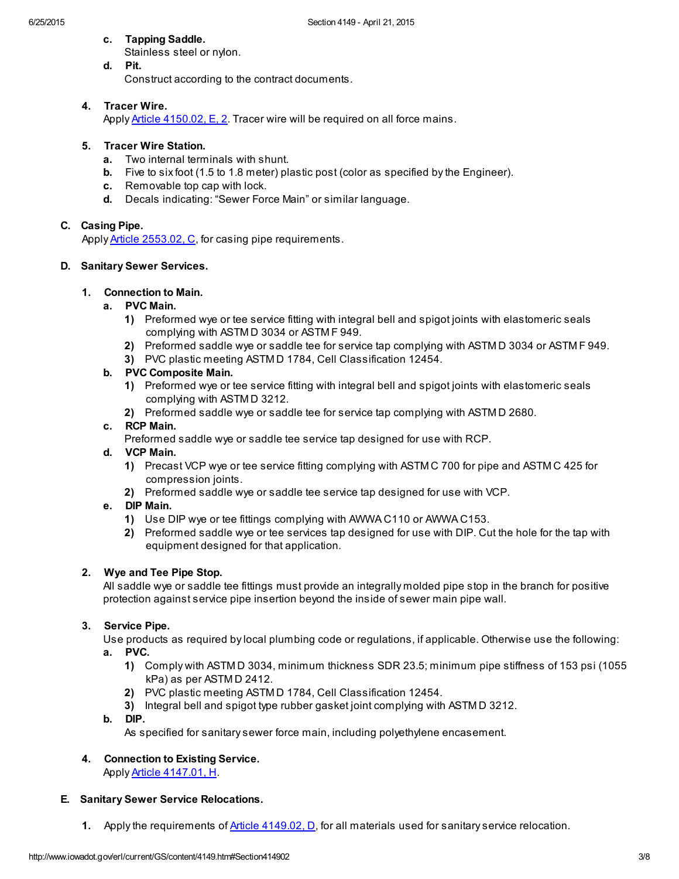c. **Tapping Saddle.**
   Stainless steel or nylon.

d. **Pit.**
   Construct according to the contract documents.

4. **Tracer Wire.**
   Apply [Article 4150.02, E, 2](#). Tracer wire will be required on all force mains.

5. **Tracer Wire Station.**
   a. Two internal terminals with shunt.
   b. Five to six foot (1.5 to 1.8 meter) plastic post (color as specified by the Engineer).
   c. Removable top cap with lock.
   d. Decals indicating: "Sewer Force Main" or similar language.

**C. Casing Pipe.**

Apply [Article 2553.02, C](#), for casing pipe requirements.

**D. Sanitary Sewer Services.**

1. **Connection to Main.**
   a. **PVC Main.**
      1) Preformed wye or tee service fitting with integral bell and spigot joints with elastomeric seals complying with ASTM D 3034 or ASTM F 949.
      2) Preformed saddle wye or saddle tee for service tap complying with ASTM D 3034 or ASTM F 949.
      3) PVC plastic meeting ASTM D 1784, Cell Classification 12454.

   b. **PVC Composite Main.**
      1) Preformed wye or tee service fitting with integral bell and spigot joints with elastomeric seals complying with ASTM D 3212.
      2) Preformed saddle wye or saddle tee for service tap complying with ASTM D 2680.

   c. **RCP Main.**
      Preformed saddle wye or saddle tee service tap designed for use with RCP.

   d. **VCP Main.**
      1) Precast VCP wye or tee service fitting complying with ASTM C 700 for pipe and ASTM C 425 for compression joints.
      2) Preformed saddle wye or saddle tee service tap designed for use with VCP.

   e. **DIP Main.**
      1) Use DIP wye or tee fittings complying with AWWA C110 or AWWA C153.
      2) Preformed saddle wye or tee services tap designed for use with DIP. Cut the hole for the tap with equipment designed for that application.

2. **Wye and Tee Pipe Stop.**
   All saddle wye or saddle tee fittings must provide an integrally molded pipe stop in the branch for positive protection against service pipe insertion beyond the inside of sewer main pipe wall.

3. **Service Pipe.**
   Use products as required by local plumbing code or regulations, if applicable. Otherwise use the following:

   a. **PVC.**
      1) Comply with ASTM D 3034, minimum thickness SDR 23.5; minimum pipe stiffness of 153 psi (1055 kPa) as per ASTM D 2412.
      2) PVC plastic meeting ASTM D 1784, Cell Classification 12454.
      3) Integral bell and spigot type rubber gasket joint complying with ASTM D 3212.

   b. **DIP.**
      As specified for sanitary sewer force main, including polyethylene encasement.

4. **Connection to Existing Service.**
   Apply [Article 4147.01, H](#).

**E. Sanitary Sewer Service Relocations.**

1. Apply the requirements of [Article 4149.02, D](#), for all materials used for sanitary service relocation.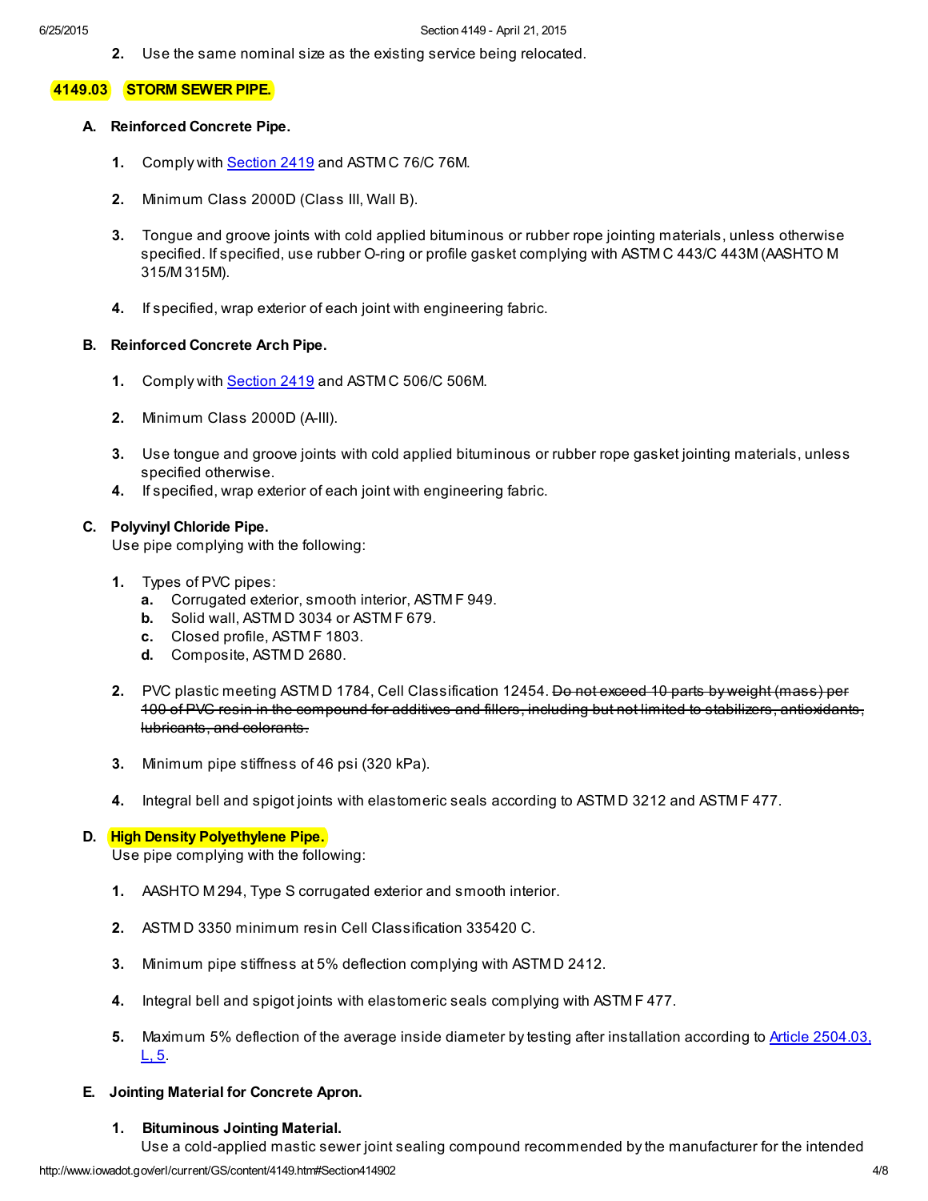2. Use the same nominal size as the existing service being relocated.

## 4149.03 STORM SEWER PIPE.

### A. Reinforced Concrete Pipe.

1. Comply with Section 2419 and ASTM C 76/C 76M.
2. Minimum Class 2000D (Class III, Wall B).
3. Tongue and groove joints with cold applied bituminous or rubber rope jointing materials, unless otherwise specified. If specified, use rubber O-ring or profile gasket complying with ASTM C 443/C 443M (AASHTO M 315/M 315M).
4. If specified, wrap exterior of each joint with engineering fabric.

### B. Reinforced Concrete Arch Pipe.

1. Comply with Section 2419 and ASTM C 506/C 506M.
2. Minimum Class 2000D (A-III).
3. Use tongue and groove joints with cold applied bituminous or rubber rope gasket jointing materials, unless specified otherwise.
4. If specified, wrap exterior of each joint with engineering fabric.

### C. Polyvinyl Chloride Pipe.

Use pipe complying with the following:

1. Types of PVC pipes:
   a. Corrugated exterior, smooth interior, ASTM F 949.
   b. Solid wall, ASTM D 3034 or ASTM F 679.
   c. Closed profile, ASTM F 1803.
   d. Composite, ASTM D 2680.
2. PVC plastic meeting ASTM D 1784, Cell Classification 12454. ~~Do not exceed 10 parts by weight (mass) per 100 of PVC resin in the compound for additives and fillers, including but not limited to stabilizers, antioxidants, lubricants, and colorants.~~
3. Minimum pipe stiffness of 46 psi (320 kPa).
4. Integral bell and spigot joints with elastomeric seals according to ASTM D 3212 and ASTM F 477.

### D. High Density Polyethylene Pipe.

Use pipe complying with the following:

1. AASHTO M 294, Type S corrugated exterior and smooth interior.
2. ASTM D 3350 minimum resin Cell Classification 335420 C.
3. Minimum pipe stiffness at 5% deflection complying with ASTM D 2412.
4. Integral bell and spigot joints with elastomeric seals complying with ASTM F 477.
5. Maximum 5% deflection of the average inside diameter by testing after installation according to Article 2504.03, L, 5.

### E. Jointing Material for Concrete Apron.

1. **Bituminous Jointing Material.**
   Use a cold-applied mastic sewer joint sealing compound recommended by the manufacturer for the intended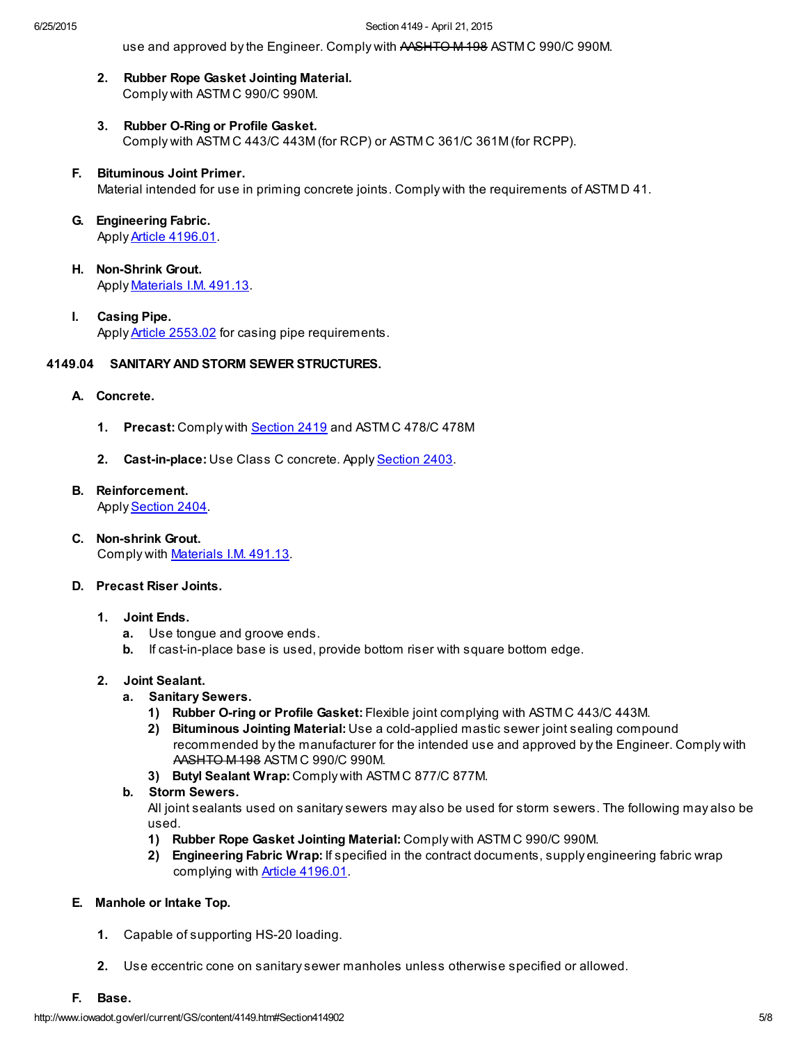use and approved by the Engineer. Comply with ~~AASHTO M 198~~ ASTM C 990/C 990M.

2. **Rubber Rope Gasket Jointing Material.**
   Comply with ASTM C 990/C 990M.

3. **Rubber O-Ring or Profile Gasket.**
   Comply with ASTM C 443/C 443M (for RCP) or ASTM C 361/C 361M (for RCPP).

**F. Bituminous Joint Primer.**
Material intended for use in priming concrete joints. Comply with the requirements of ASTM D 41.

**G. Engineering Fabric.**
Apply [Article 4196.01](#).

**H. Non-Shrink Grout.**
Apply [Materials I.M. 491.13](#).

**I. Casing Pipe.**
Apply [Article 2553.02](#) for casing pipe requirements.

## 4149.04 SANITARY AND STORM SEWER STRUCTURES.

**A. Concrete.**

1. **Precast:** Comply with [Section 2419](#) and ASTM C 478/C 478M

2. **Cast-in-place:** Use Class C concrete. Apply [Section 2403](#).

**B. Reinforcement.**
Apply [Section 2404](#).

**C. Non-shrink Grout.**
Comply with [Materials I.M. 491.13](#).

**D. Precast Riser Joints.**

1. **Joint Ends.**
   a. Use tongue and groove ends.
   b. If cast-in-place base is used, provide bottom riser with square bottom edge.

2. **Joint Sealant.**
   a. **Sanitary Sewers.**
      1) **Rubber O-ring or Profile Gasket:** Flexible joint complying with ASTM C 443/C 443M.
      2) **Bituminous Jointing Material:** Use a cold-applied mastic sewer joint sealing compound recommended by the manufacturer for the intended use and approved by the Engineer. Comply with ~~AASHTO M 198~~ ASTM C 990/C 990M.
      3) **Butyl Sealant Wrap:** Comply with ASTM C 877/C 877M.
   b. **Storm Sewers.**
      All joint sealants used on sanitary sewers may also be used for storm sewers. The following may also be used.
      1) **Rubber Rope Gasket Jointing Material:** Comply with ASTM C 990/C 990M.
      2) **Engineering Fabric Wrap:** If specified in the contract documents, supply engineering fabric wrap complying with [Article 4196.01](#).

**E. Manhole or Intake Top.**

1. Capable of supporting HS-20 loading.

2. Use eccentric cone on sanitary sewer manholes unless otherwise specified or allowed.

**F. Base.**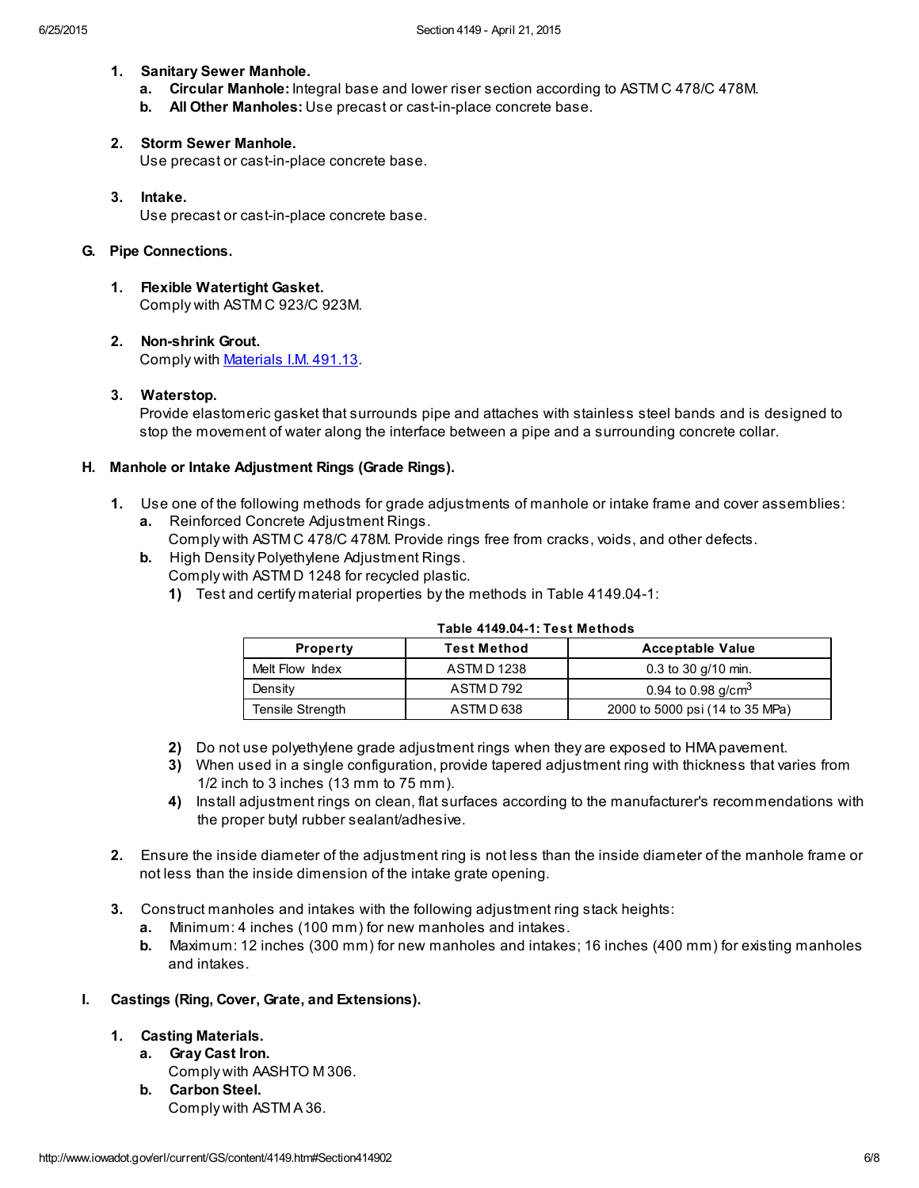1. **Sanitary Sewer Manhole.**
   a. **Circular Manhole:** Integral base and lower riser section according to ASTM C 478/C 478M.
   b. **All Other Manholes:** Use precast or cast-in-place concrete base.

2. **Storm Sewer Manhole.**
   Use precast or cast-in-place concrete base.

3. **Intake.**
   Use precast or cast-in-place concrete base.

**G. Pipe Connections.**

1. **Flexible Watertight Gasket.**
   Comply with ASTM C 923/C 923M.

2. **Non-shrink Grout.**
   Comply with Materials I.M. 491.13.

3. **Waterstop.**
   Provide elastomeric gasket that surrounds pipe and attaches with stainless steel bands and is designed to stop the movement of water along the interface between a pipe and a surrounding concrete collar.

**H. Manhole or Intake Adjustment Rings (Grade Rings).**

1. Use one of the following methods for grade adjustments of manhole or intake frame and cover assemblies:
   a. Reinforced Concrete Adjustment Rings.
      Comply with ASTM C 478/C 478M. Provide rings free from cracks, voids, and other defects.
   b. High Density Polyethylene Adjustment Rings.
      Comply with ASTM D 1248 for recycled plastic.
      1) Test and certify material properties by the methods in Table 4149.04-1:

**Table 4149.04-1: Test Methods**

| Property | Test Method | Acceptable Value |
|---|---|---|
| Melt Flow Index | ASTM D 1238 | 0.3 to 30 g/10 min. |
| Density | ASTM D 792 | 0.94 to 0.98 g/cm$^3$ |
| Tensile Strength | ASTM D 638 | 2000 to 5000 psi (14 to 35 MPa) |

      2) Do not use polyethylene grade adjustment rings when they are exposed to HMA pavement.
      3) When used in a single configuration, provide tapered adjustment ring with thickness that varies from 1/2 inch to 3 inches (13 mm to 75 mm).
      4) Install adjustment rings on clean, flat surfaces according to the manufacturer's recommendations with the proper butyl rubber sealant/adhesive.

2. Ensure the inside diameter of the adjustment ring is not less than the inside diameter of the manhole frame or not less than the inside dimension of the intake grate opening.

3. Construct manholes and intakes with the following adjustment ring stack heights:
   a. Minimum: 4 inches (100 mm) for new manholes and intakes.
   b. Maximum: 12 inches (300 mm) for new manholes and intakes; 16 inches (400 mm) for existing manholes and intakes.

**I. Castings (Ring, Cover, Grate, and Extensions).**

1. **Casting Materials.**
   a. **Gray Cast Iron.**
      Comply with AASHTO M 306.
   b. **Carbon Steel.**
      Comply with ASTM A 36.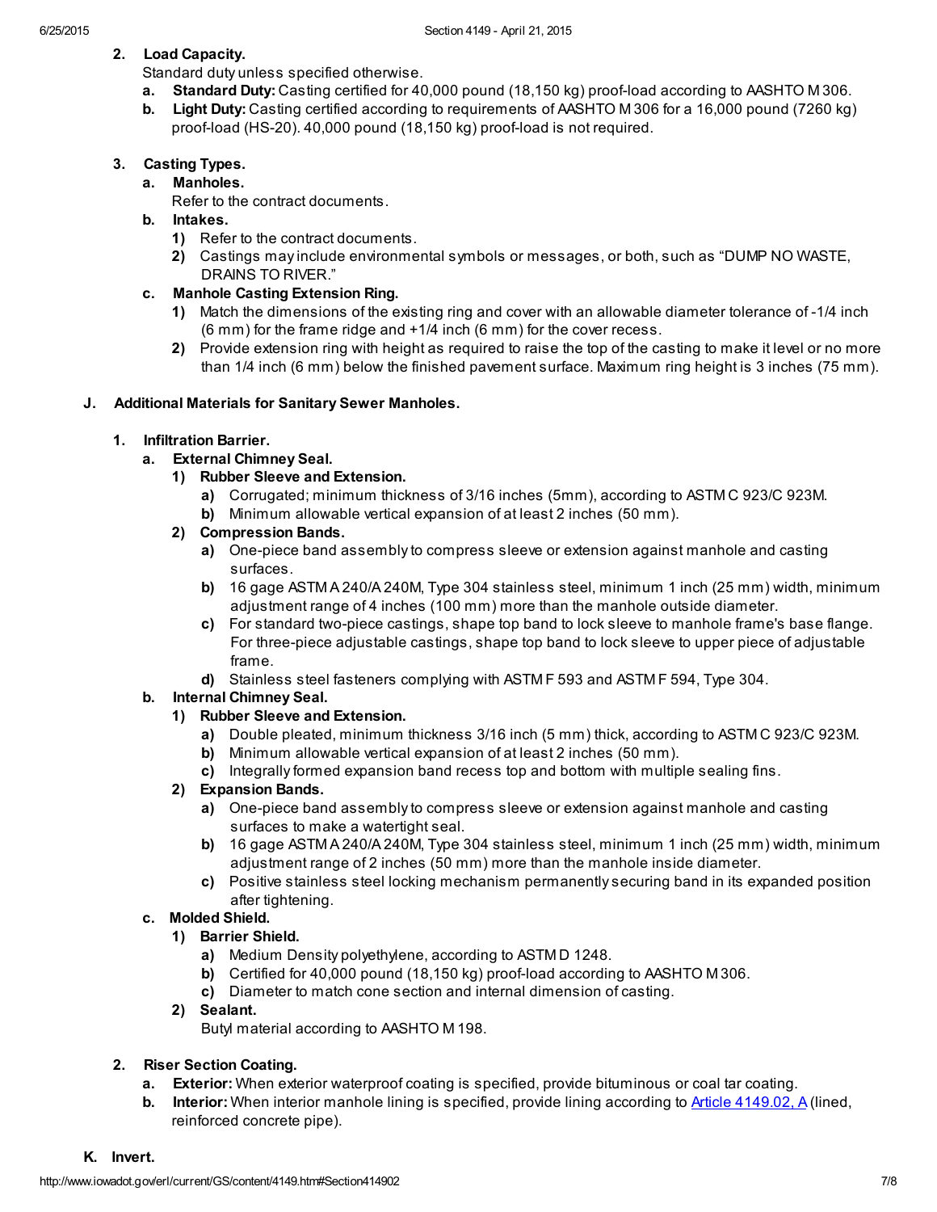2. **Load Capacity.**

   Standard duty unless specified otherwise.

   a. **Standard Duty:** Casting certified for 40,000 pound (18,150 kg) proof-load according to AASHTO M 306.

   b. **Light Duty:** Casting certified according to requirements of AASHTO M 306 for a 16,000 pound (7260 kg) proof-load (HS-20). 40,000 pound (18,150 kg) proof-load is not required.

3. **Casting Types.**

   a. **Manholes.**

      Refer to the contract documents.

   b. **Intakes.**

      1) Refer to the contract documents.

      2) Castings may include environmental symbols or messages, or both, such as "DUMP NO WASTE, DRAINS TO RIVER."

   c. **Manhole Casting Extension Ring.**

      1) Match the dimensions of the existing ring and cover with an allowable diameter tolerance of -1/4 inch (6 mm) for the frame ridge and +1/4 inch (6 mm) for the cover recess.

      2) Provide extension ring with height as required to raise the top of the casting to make it level or no more than 1/4 inch (6 mm) below the finished pavement surface. Maximum ring height is 3 inches (75 mm).

## J. Additional Materials for Sanitary Sewer Manholes.

1. **Infiltration Barrier.**

   a. **External Chimney Seal.**

      1) **Rubber Sleeve and Extension.**

         a) Corrugated; minimum thickness of 3/16 inches (5mm), according to ASTM C 923/C 923M.

         b) Minimum allowable vertical expansion of at least 2 inches (50 mm).

      2) **Compression Bands.**

         a) One-piece band assembly to compress sleeve or extension against manhole and casting surfaces.

         b) 16 gage ASTM A 240/A 240M, Type 304 stainless steel, minimum 1 inch (25 mm) width, minimum adjustment range of 4 inches (100 mm) more than the manhole outside diameter.

         c) For standard two-piece castings, shape top band to lock sleeve to manhole frame's base flange. For three-piece adjustable castings, shape top band to lock sleeve to upper piece of adjustable frame.

         d) Stainless steel fasteners complying with ASTM F 593 and ASTM F 594, Type 304.

   b. **Internal Chimney Seal.**

      1) **Rubber Sleeve and Extension.**

         a) Double pleated, minimum thickness 3/16 inch (5 mm) thick, according to ASTM C 923/C 923M.

         b) Minimum allowable vertical expansion of at least 2 inches (50 mm).

         c) Integrally formed expansion band recess top and bottom with multiple sealing fins.

      2) **Expansion Bands.**

         a) One-piece band assembly to compress sleeve or extension against manhole and casting surfaces to make a watertight seal.

         b) 16 gage ASTM A 240/A 240M, Type 304 stainless steel, minimum 1 inch (25 mm) width, minimum adjustment range of 2 inches (50 mm) more than the manhole inside diameter.

         c) Positive stainless steel locking mechanism permanently securing band in its expanded position after tightening.

   c. **Molded Shield.**

      1) **Barrier Shield.**

         a) Medium Density polyethylene, according to ASTM D 1248.

         b) Certified for 40,000 pound (18,150 kg) proof-load according to AASHTO M 306.

         c) Diameter to match cone section and internal dimension of casting.

      2) **Sealant.**

         Butyl material according to AASHTO M 198.

2. **Riser Section Coating.**

   a. **Exterior:** When exterior waterproof coating is specified, provide bituminous or coal tar coating.

   b. **Interior:** When interior manhole lining is specified, provide lining according to Article 4149.02, A (lined, reinforced concrete pipe).

## K. Invert.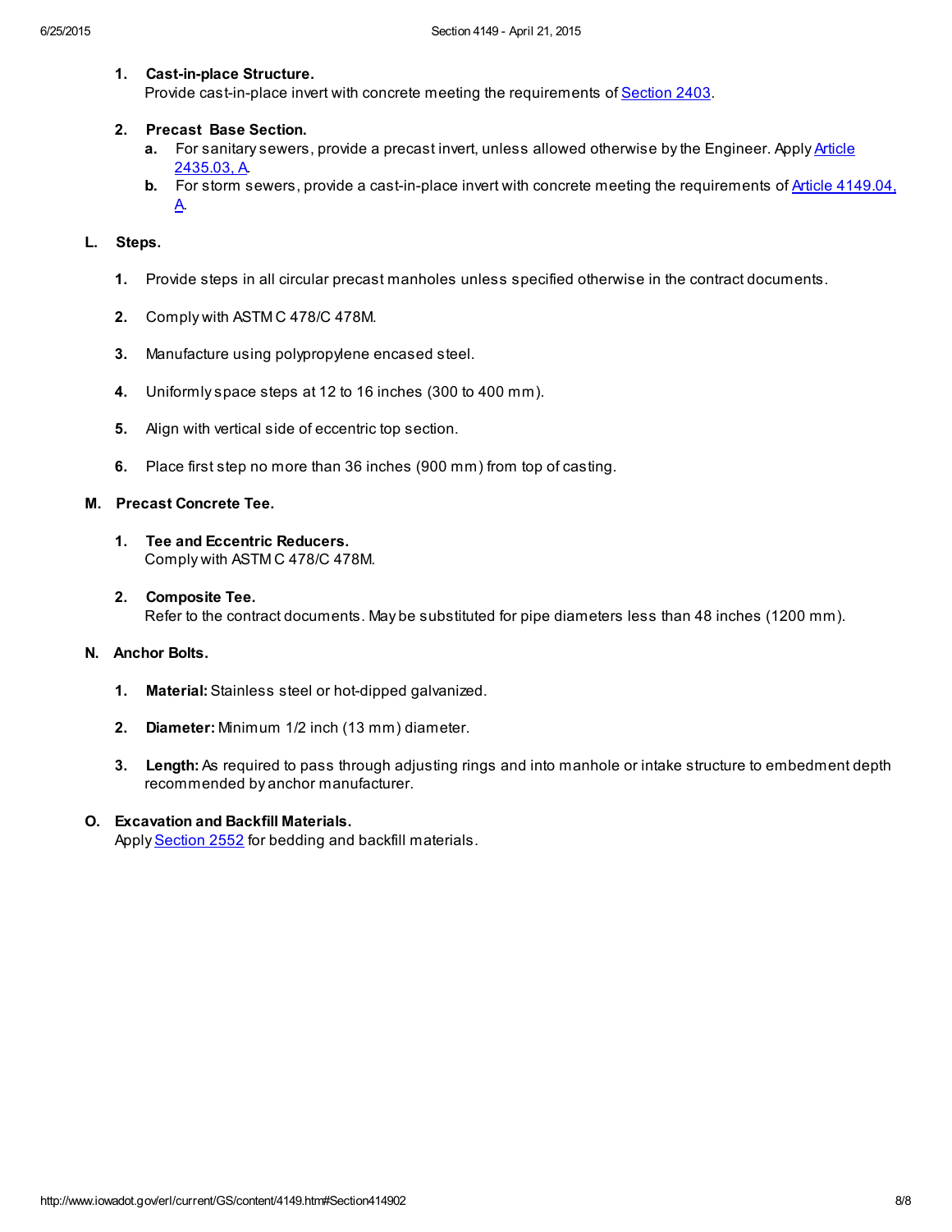1. **Cast-in-place Structure.**
   Provide cast-in-place invert with concrete meeting the requirements of Section 2403.

2. **Precast Base Section.**
   a. For sanitary sewers, provide a precast invert, unless allowed otherwise by the Engineer. Apply Article 2435.03, A.
   b. For storm sewers, provide a cast-in-place invert with concrete meeting the requirements of Article 4149.04, A.

**L. Steps.**

1. Provide steps in all circular precast manholes unless specified otherwise in the contract documents.

2. Comply with ASTM C 478/C 478M.

3. Manufacture using polypropylene encased steel.

4. Uniformly space steps at 12 to 16 inches (300 to 400 mm).

5. Align with vertical side of eccentric top section.

6. Place first step no more than 36 inches (900 mm) from top of casting.

**M. Precast Concrete Tee.**

1. **Tee and Eccentric Reducers.**
   Comply with ASTM C 478/C 478M.

2. **Composite Tee.**
   Refer to the contract documents. May be substituted for pipe diameters less than 48 inches (1200 mm).

**N. Anchor Bolts.**

1. **Material:** Stainless steel or hot-dipped galvanized.

2. **Diameter:** Minimum 1/2 inch (13 mm) diameter.

3. **Length:** As required to pass through adjusting rings and into manhole or intake structure to embedment depth recommended by anchor manufacturer.

**O. Excavation and Backfill Materials.**
Apply Section 2552 for bedding and backfill materials.